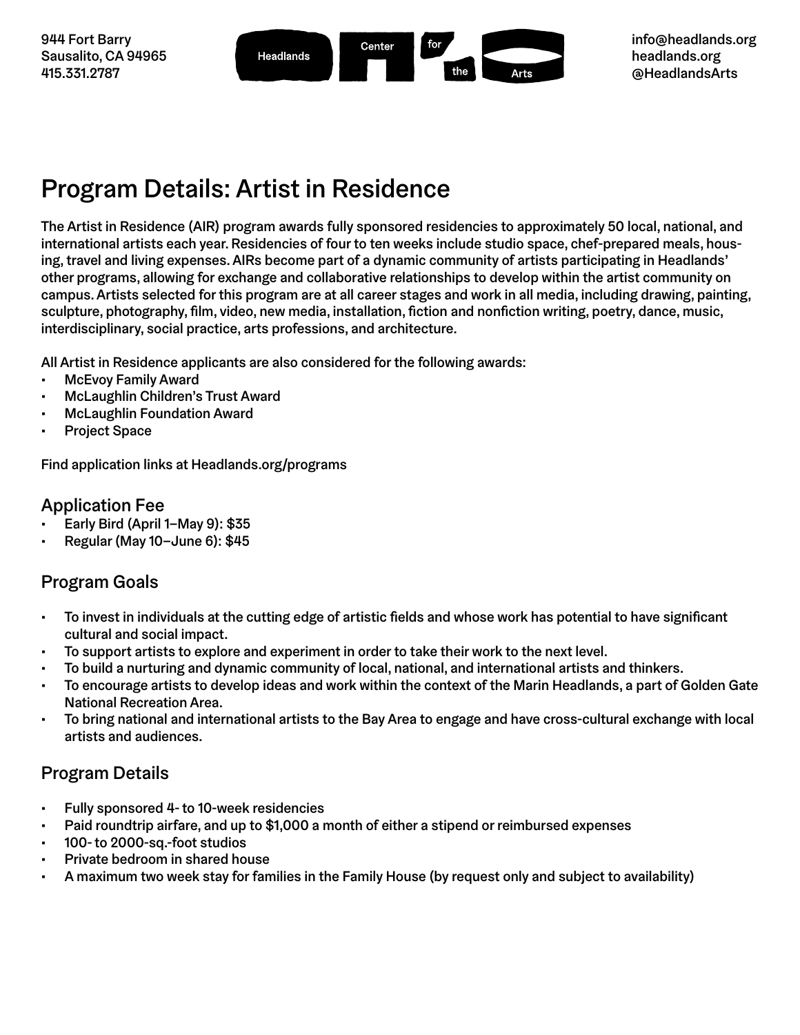944 Fort Barry
Sausalito, CA 94965
415.331.2787

Headlands Center for the Arts

info@headlands.org
headlands.org
@HeadlandsArts

# Program Details: Artist in Residence

The Artist in Residence (AIR) program awards fully sponsored residencies to approximately 50 local, national, and international artists each year. Residencies of four to ten weeks include studio space, chef-prepared meals, housing, travel and living expenses. AIRs become part of a dynamic community of artists participating in Headlands' other programs, allowing for exchange and collaborative relationships to develop within the artist community on campus. Artists selected for this program are at all career stages and work in all media, including drawing, painting, sculpture, photography, film, video, new media, installation, fiction and nonfiction writing, poetry, dance, music, interdisciplinary, social practice, arts professions, and architecture.

All Artist in Residence applicants are also considered for the following awards:

- McEvoy Family Award
- McLaughlin Children's Trust Award
- McLaughlin Foundation Award
- Project Space

Find application links at Headlands.org/programs

## Application Fee

- Early Bird (April 1–May 9): $35
- Regular (May 10–June 6): $45

## Program Goals

- To invest in individuals at the cutting edge of artistic fields and whose work has potential to have significant cultural and social impact.
- To support artists to explore and experiment in order to take their work to the next level.
- To build a nurturing and dynamic community of local, national, and international artists and thinkers.
- To encourage artists to develop ideas and work within the context of the Marin Headlands, a part of Golden Gate National Recreation Area.
- To bring national and international artists to the Bay Area to engage and have cross-cultural exchange with local artists and audiences.

## Program Details

- Fully sponsored 4- to 10-week residencies
- Paid roundtrip airfare, and up to $1,000 a month of either a stipend or reimbursed expenses
- 100- to 2000-sq.-foot studios
- Private bedroom in shared house
- A maximum two week stay for families in the Family House (by request only and subject to availability)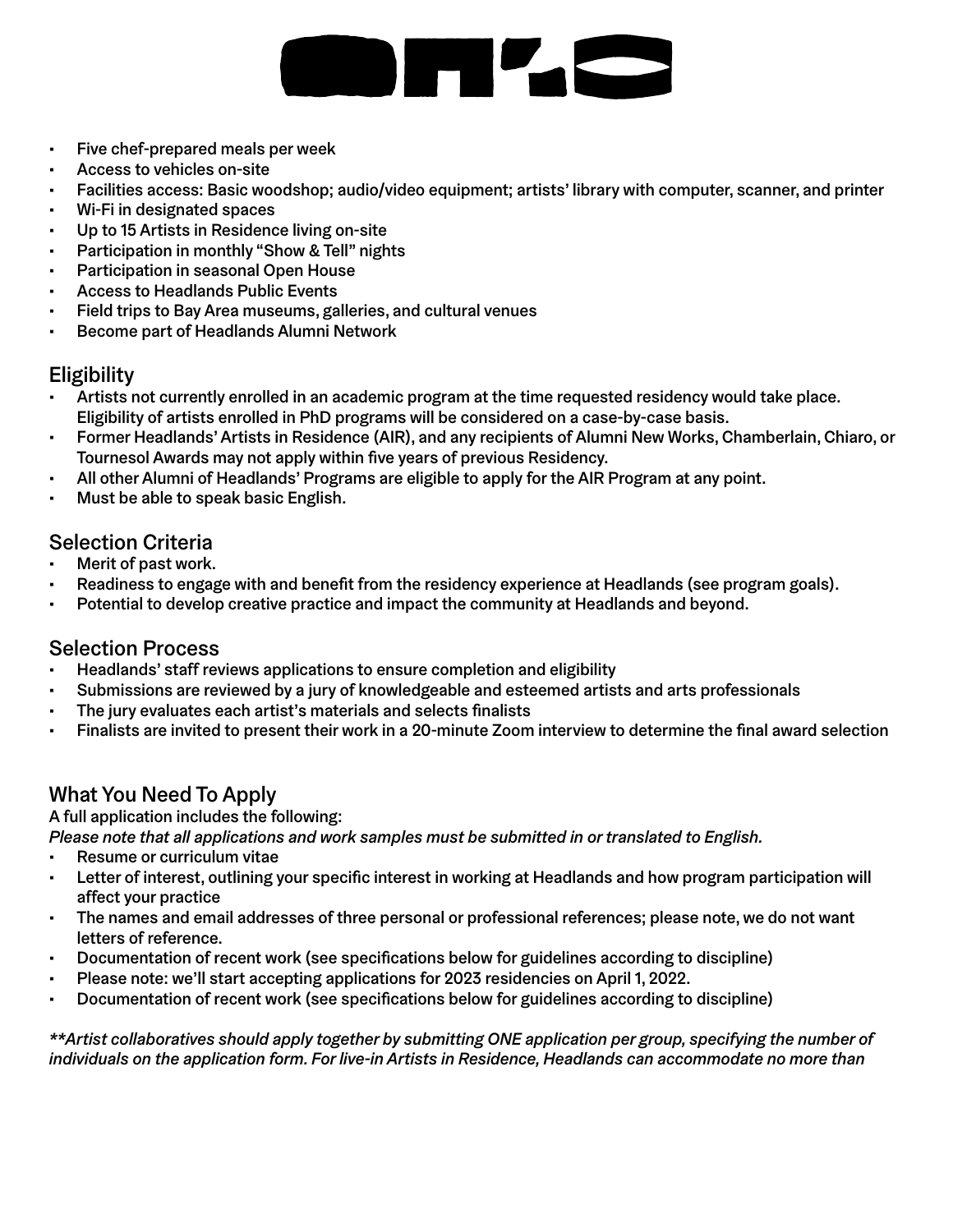- Five chef-prepared meals per week
- Access to vehicles on-site
- Facilities access: Basic woodshop; audio/video equipment; artists' library with computer, scanner, and printer
- Wi-Fi in designated spaces
- Up to 15 Artists in Residence living on-site
- Participation in monthly "Show & Tell" nights
- Participation in seasonal Open House
- Access to Headlands Public Events
- Field trips to Bay Area museums, galleries, and cultural venues
- Become part of Headlands Alumni Network

## Eligibility

- Artists not currently enrolled in an academic program at the time requested residency would take place. Eligibility of artists enrolled in PhD programs will be considered on a case-by-case basis.
- Former Headlands' Artists in Residence (AIR), and any recipients of Alumni New Works, Chamberlain, Chiaro, or Tournesol Awards may not apply within five years of previous Residency.
- All other Alumni of Headlands' Programs are eligible to apply for the AIR Program at any point.
- Must be able to speak basic English.

## Selection Criteria

- Merit of past work.
- Readiness to engage with and benefit from the residency experience at Headlands (see program goals).
- Potential to develop creative practice and impact the community at Headlands and beyond.

## Selection Process

- Headlands' staff reviews applications to ensure completion and eligibility
- Submissions are reviewed by a jury of knowledgeable and esteemed artists and arts professionals
- The jury evaluates each artist's materials and selects finalists
- Finalists are invited to present their work in a 20-minute Zoom interview to determine the final award selection

## What You Need To Apply

A full application includes the following:

*Please note that all applications and work samples must be submitted in or translated to English.*

- Resume or curriculum vitae
- Letter of interest, outlining your specific interest in working at Headlands and how program participation will affect your practice
- The names and email addresses of three personal or professional references; please note, we do not want letters of reference.
- Documentation of recent work (see specifications below for guidelines according to discipline)
- Please note: we'll start accepting applications for 2023 residencies on April 1, 2022.
- Documentation of recent work (see specifications below for guidelines according to discipline)

***Artist collaboratives should apply together by submitting ONE application per group, specifying the number of individuals on the application form. For live-in Artists in Residence, Headlands can accommodate no more than*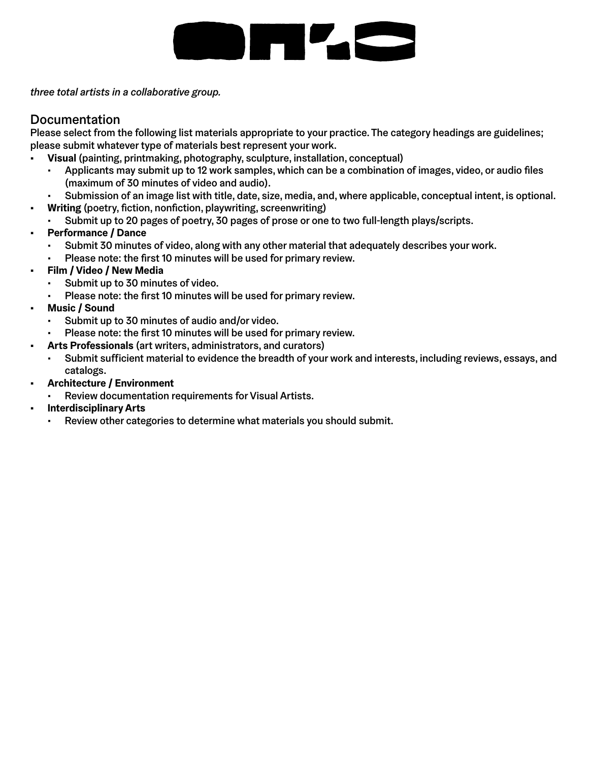*three total artists in a collaborative group.*

## Documentation

Please select from the following list materials appropriate to your practice. The category headings are guidelines; please submit whatever type of materials best represent your work.

- **Visual** (painting, printmaking, photography, sculpture, installation, conceptual)
  - Applicants may submit up to 12 work samples, which can be a combination of images, video, or audio files (maximum of 30 minutes of video and audio).
  - Submission of an image list with title, date, size, media, and, where applicable, conceptual intent, is optional.
- **Writing** (poetry, fiction, nonfiction, playwriting, screenwriting)
  - Submit up to 20 pages of poetry, 30 pages of prose or one to two full-length plays/scripts.
- **Performance / Dance**
  - Submit 30 minutes of video, along with any other material that adequately describes your work.
  - Please note: the first 10 minutes will be used for primary review.
- **Film / Video / New Media**
  - Submit up to 30 minutes of video.
  - Please note: the first 10 minutes will be used for primary review.
- **Music / Sound**
  - Submit up to 30 minutes of audio and/or video.
  - Please note: the first 10 minutes will be used for primary review.
- **Arts Professionals** (art writers, administrators, and curators)
  - Submit sufficient material to evidence the breadth of your work and interests, including reviews, essays, and catalogs.
- **Architecture / Environment**
  - Review documentation requirements for Visual Artists.
- **Interdisciplinary Arts**
  - Review other categories to determine what materials you should submit.